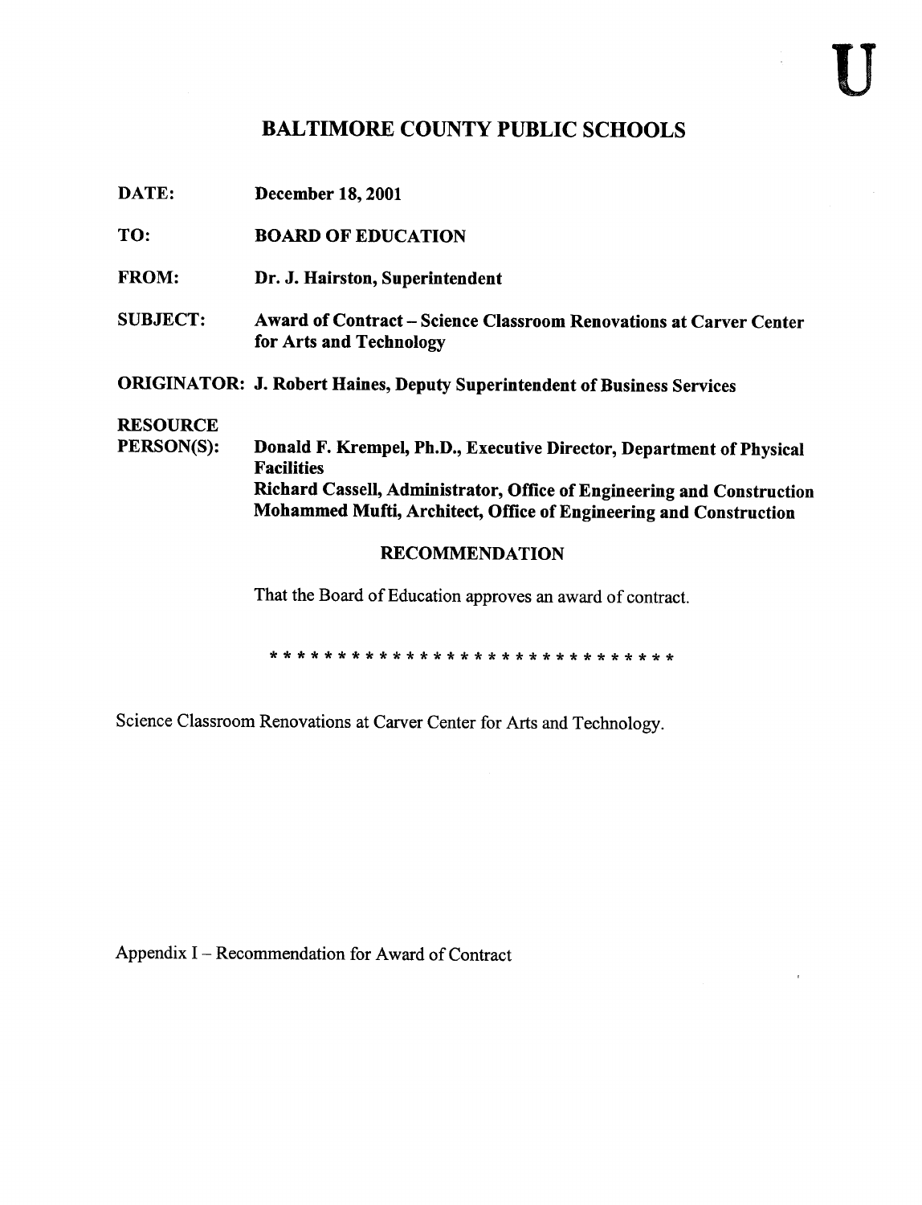U

# BALTIMORE COUNTY PUBLIC SCHOOLS

**DATE:** December 18, 2001

**TO:** BOARD OF EDUCATION

**FROM:** Dr. J. Hairston, Superintendent

**SUBJECT:** Award of Contract – Science Classroom Renovations at Carver Center for Arts and Technology

**ORIGINATOR:** J. Robert Haines, Deputy Superintendent of Business Services

**RESOURCE PERSON(S):** Donald F. Krempel, Ph.D., Executive Director, Department of Physical Facilities
Richard Cassell, Administrator, Office of Engineering and Construction
Mohammed Mufti, Architect, Office of Engineering and Construction

## RECOMMENDATION

That the Board of Education approves an award of contract.

* * * * * * * * * * * * * * * * * * * * * * * * * * * * * *

Science Classroom Renovations at Carver Center for Arts and Technology.

Appendix I – Recommendation for Award of Contract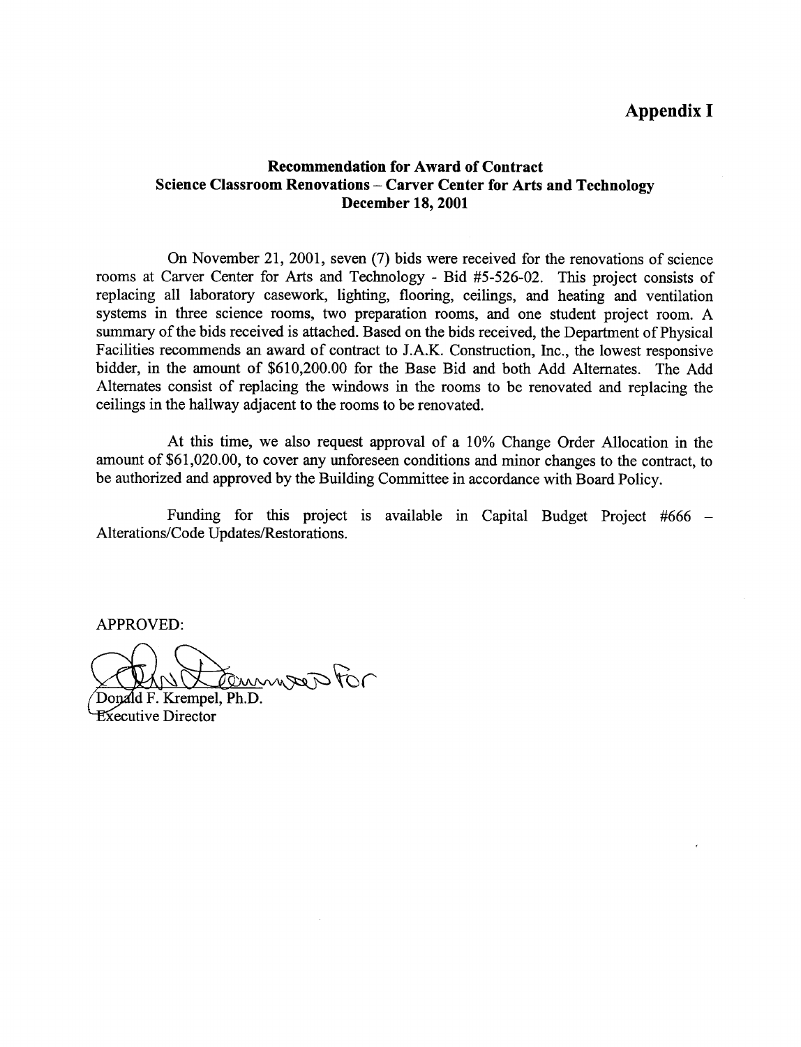# Appendix I

**Recommendation for Award of Contract**
**Science Classroom Renovations – Carver Center for Arts and Technology**
**December 18, 2001**

On November 21, 2001, seven (7) bids were received for the renovations of science rooms at Carver Center for Arts and Technology - Bid #5-526-02. This project consists of replacing all laboratory casework, lighting, flooring, ceilings, and heating and ventilation systems in three science rooms, two preparation rooms, and one student project room. A summary of the bids received is attached. Based on the bids received, the Department of Physical Facilities recommends an award of contract to J.A.K. Construction, Inc., the lowest responsive bidder, in the amount of $610,200.00 for the Base Bid and both Add Alternates. The Add Alternates consist of replacing the windows in the rooms to be renovated and replacing the ceilings in the hallway adjacent to the rooms to be renovated.

At this time, we also request approval of a 10% Change Order Allocation in the amount of $61,020.00, to cover any unforeseen conditions and minor changes to the contract, to be authorized and approved by the Building Committee in accordance with Board Policy.

Funding for this project is available in Capital Budget Project #666 – Alterations/Code Updates/Restorations.

APPROVED:

Donald F. Krempel, Ph.D.
Executive Director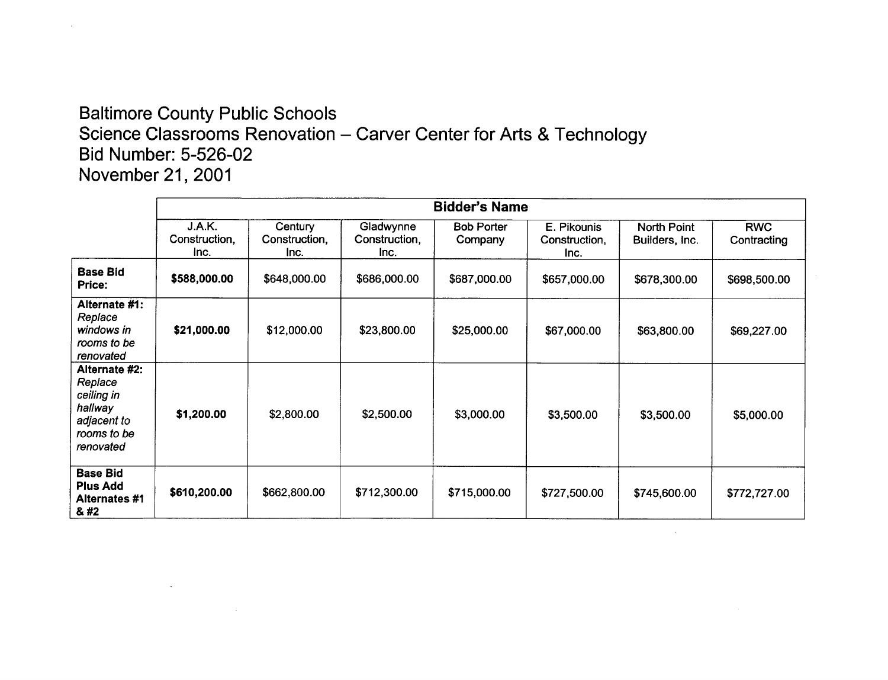Baltimore County Public Schools
Science Classrooms Renovation – Carver Center for Arts & Technology
Bid Number: 5-526-02
November 21, 2001

| | Bidder's Name | | | | | | |
|---|---|---|---|---|---|---|---|
| | J.A.K. Construction, Inc. | Century Construction, Inc. | Gladwynne Construction, Inc. | Bob Porter Company | E. Pikounis Construction, Inc. | North Point Builders, Inc. | RWC Contracting |
| **Base Bid Price:** | **$588,000.00** | $648,000.00 | $686,000.00 | $687,000.00 | $657,000.00 | $678,300.00 | $698,500.00 |
| **Alternate #1:** *Replace windows in rooms to be renovated* | **$21,000.00** | $12,000.00 | $23,800.00 | $25,000.00 | $67,000.00 | $63,800.00 | $69,227.00 |
| **Alternate #2:** *Replace ceiling in hallway adjacent to rooms to be renovated* | **$1,200.00** | $2,800.00 | $2,500.00 | $3,000.00 | $3,500.00 | $3,500.00 | $5,000.00 |
| **Base Bid Plus Add Alternates #1 & #2** | **$610,200.00** | $662,800.00 | $712,300.00 | $715,000.00 | $727,500.00 | $745,600.00 | $772,727.00 |